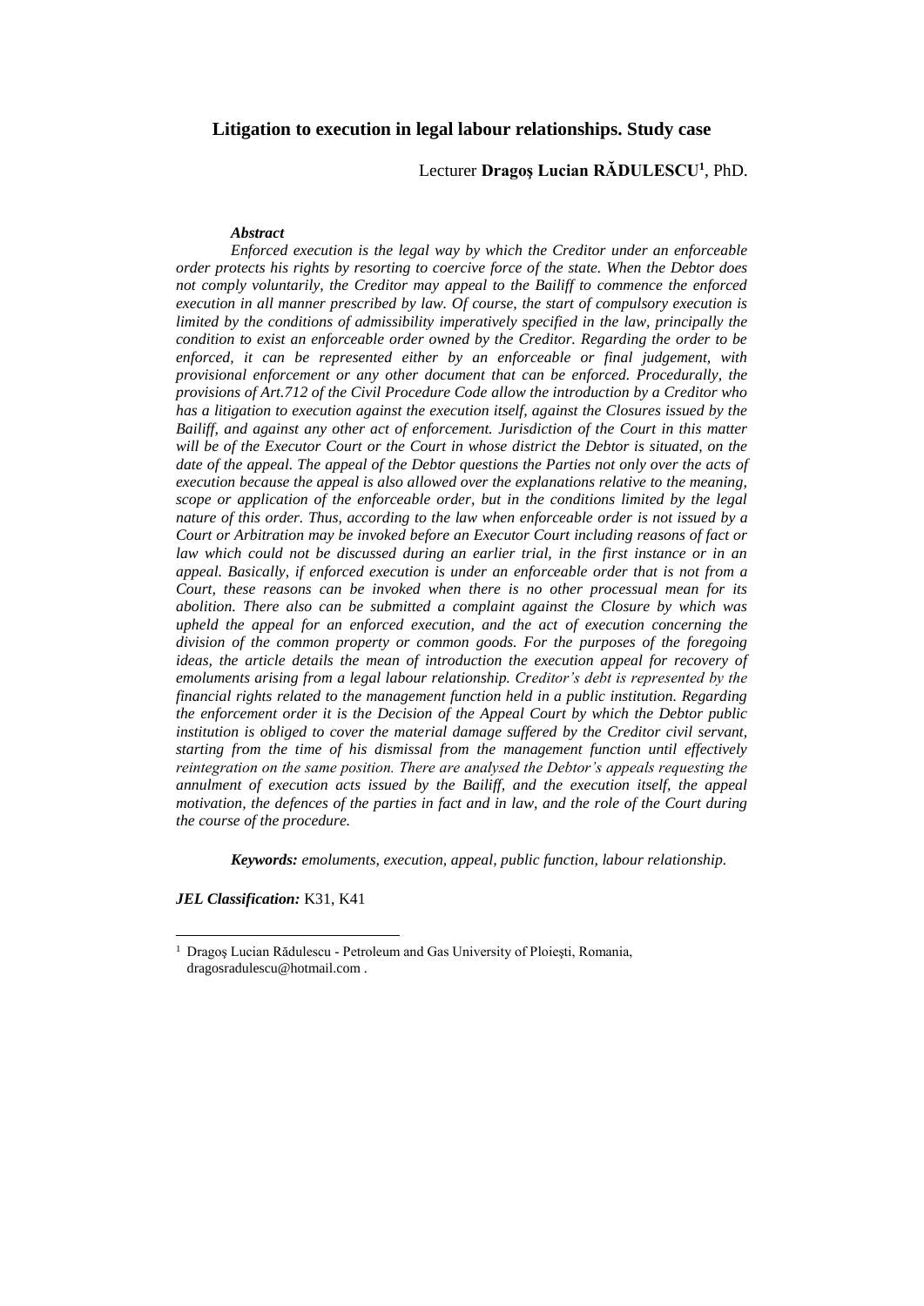# Litigation to execution in legal labour relationships. Study case

Lecturer **Dragoş Lucian RĂDULESCU**[1], PhD.

***Abstract***

*Enforced execution is the legal way by which the Creditor under an enforceable order protects his rights by resorting to coercive force of the state. When the Debtor does not comply voluntarily, the Creditor may appeal to the Bailiff to commence the enforced execution in all manner prescribed by law. Of course, the start of compulsory execution is limited by the conditions of admissibility imperatively specified in the law, principally the condition to exist an enforceable order owned by the Creditor. Regarding the order to be enforced, it can be represented either by an enforceable or final judgement, with provisional enforcement or any other document that can be enforced. Procedurally, the provisions of Art.712 of the Civil Procedure Code allow the introduction by a Creditor who has a litigation to execution against the execution itself, against the Closures issued by the Bailiff, and against any other act of enforcement. Jurisdiction of the Court in this matter will be of the Executor Court or the Court in whose district the Debtor is situated, on the date of the appeal. The appeal of the Debtor questions the Parties not only over the acts of execution because the appeal is also allowed over the explanations relative to the meaning, scope or application of the enforceable order, but in the conditions limited by the legal nature of this order. Thus, according to the law when enforceable order is not issued by a Court or Arbitration may be invoked before an Executor Court including reasons of fact or law which could not be discussed during an earlier trial, in the first instance or in an appeal. Basically, if enforced execution is under an enforceable order that is not from a Court, these reasons can be invoked when there is no other processual mean for its abolition. There also can be submitted a complaint against the Closure by which was upheld the appeal for an enforced execution, and the act of execution concerning the division of the common property or common goods. For the purposes of the foregoing ideas, the article details the mean of introduction the execution appeal for recovery of emoluments arising from a legal labour relationship. Creditor's debt is represented by the financial rights related to the management function held in a public institution. Regarding the enforcement order it is the Decision of the Appeal Court by which the Debtor public institution is obliged to cover the material damage suffered by the Creditor civil servant, starting from the time of his dismissal from the management function until effectively reintegration on the same position. There are analysed the Debtor's appeals requesting the annulment of execution acts issued by the Bailiff, and the execution itself, the appeal motivation, the defences of the parties in fact and in law, and the role of the Court during the course of the procedure.*

***Keywords:*** *emoluments, execution, appeal, public function, labour relationship.*

***JEL Classification:*** K31, K41

---

[1] Dragoş Lucian Rădulescu - Petroleum and Gas University of Ploieşti, Romania, dragosradulescu@hotmail.com .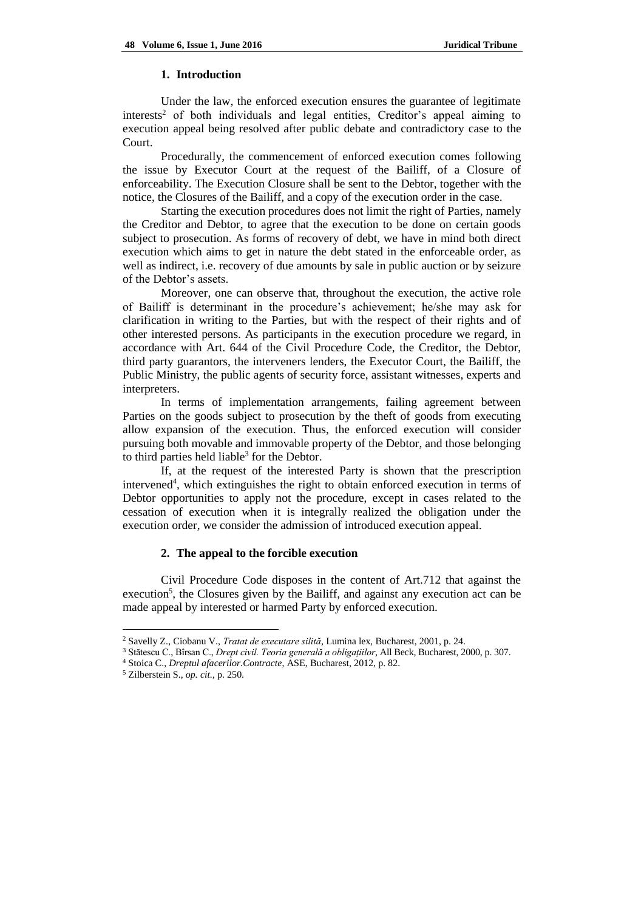## 1. Introduction

Under the law, the enforced execution ensures the guarantee of legitimate interests[2] of both individuals and legal entities, Creditor's appeal aiming to execution appeal being resolved after public debate and contradictory case to the Court.

Procedurally, the commencement of enforced execution comes following the issue by Executor Court at the request of the Bailiff, of a Closure of enforceability. The Execution Closure shall be sent to the Debtor, together with the notice, the Closures of the Bailiff, and a copy of the execution order in the case.

Starting the execution procedures does not limit the right of Parties, namely the Creditor and Debtor, to agree that the execution to be done on certain goods subject to prosecution. As forms of recovery of debt, we have in mind both direct execution which aims to get in nature the debt stated in the enforceable order, as well as indirect, i.e. recovery of due amounts by sale in public auction or by seizure of the Debtor's assets.

Moreover, one can observe that, throughout the execution, the active role of Bailiff is determinant in the procedure's achievement; he/she may ask for clarification in writing to the Parties, but with the respect of their rights and of other interested persons. As participants in the execution procedure we regard, in accordance with Art. 644 of the Civil Procedure Code, the Creditor, the Debtor, third party guarantors, the interveners lenders, the Executor Court, the Bailiff, the Public Ministry, the public agents of security force, assistant witnesses, experts and interpreters.

In terms of implementation arrangements, failing agreement between Parties on the goods subject to prosecution by the theft of goods from executing allow expansion of the execution. Thus, the enforced execution will consider pursuing both movable and immovable property of the Debtor, and those belonging to third parties held liable[3] for the Debtor.

If, at the request of the interested Party is shown that the prescription intervened[4], which extinguishes the right to obtain enforced execution in terms of Debtor opportunities to apply not the procedure, except in cases related to the cessation of execution when it is integrally realized the obligation under the execution order, we consider the admission of introduced execution appeal.

## 2. The appeal to the forcible execution

Civil Procedure Code disposes in the content of Art.712 that against the execution[5], the Closures given by the Bailiff, and against any execution act can be made appeal by interested or harmed Party by enforced execution.

---

[2] Savelly Z., Ciobanu V., *Tratat de executare silită*, Lumina lex, Bucharest, 2001, p. 24.

[3] Stătescu C., Bîrsan C., *Drept civil. Teoria generală a obligațiilor*, All Beck, Bucharest, 2000, p. 307.

[4] Stoica C., *Dreptul afacerilor.Contracte*, ASE, Bucharest, 2012, p. 82.

[5] Zilberstein S., *op. cit.*, p. 250.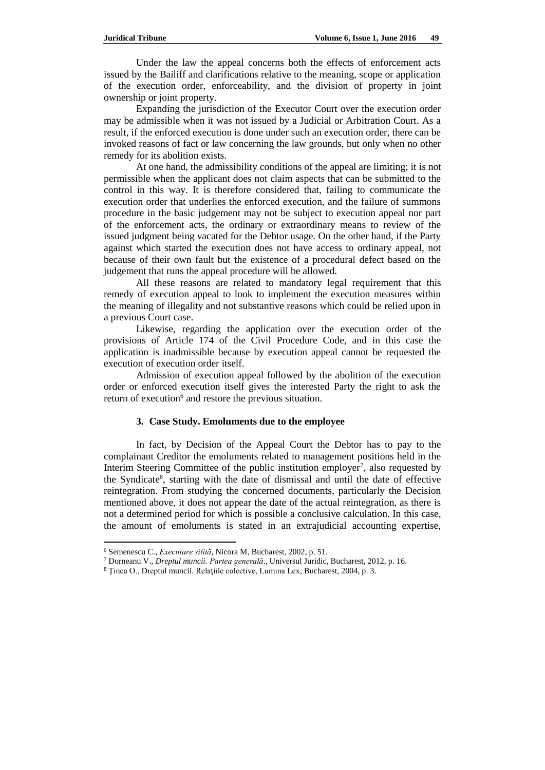Under the law the appeal concerns both the effects of enforcement acts issued by the Bailiff and clarifications relative to the meaning, scope or application of the execution order, enforceability, and the division of property in joint ownership or joint property.

Expanding the jurisdiction of the Executor Court over the execution order may be admissible when it was not issued by a Judicial or Arbitration Court. As a result, if the enforced execution is done under such an execution order, there can be invoked reasons of fact or law concerning the law grounds, but only when no other remedy for its abolition exists.

At one hand, the admissibility conditions of the appeal are limiting; it is not permissible when the applicant does not claim aspects that can be submitted to the control in this way. It is therefore considered that, failing to communicate the execution order that underlies the enforced execution, and the failure of summons procedure in the basic judgement may not be subject to execution appeal nor part of the enforcement acts, the ordinary or extraordinary means to review of the issued judgment being vacated for the Debtor usage. On the other hand, if the Party against which started the execution does not have access to ordinary appeal, not because of their own fault but the existence of a procedural defect based on the judgement that runs the appeal procedure will be allowed.

All these reasons are related to mandatory legal requirement that this remedy of execution appeal to look to implement the execution measures within the meaning of illegality and not substantive reasons which could be relied upon in a previous Court case.

Likewise, regarding the application over the execution order of the provisions of Article 174 of the Civil Procedure Code, and in this case the application is inadmissible because by execution appeal cannot be requested the execution of execution order itself.

Admission of execution appeal followed by the abolition of the execution order or enforced execution itself gives the interested Party the right to ask the return of execution[6] and restore the previous situation.

### 3. Case Study. Emoluments due to the employee

In fact, by Decision of the Appeal Court the Debtor has to pay to the complainant Creditor the emoluments related to management positions held in the Interim Steering Committee of the public institution employer[7], also requested by the Syndicate[8], starting with the date of dismissal and until the date of effective reintegration. From studying the concerned documents, particularly the Decision mentioned above, it does not appear the date of the actual reintegration, as there is not a determined period for which is possible a conclusive calculation. In this case, the amount of emoluments is stated in an extrajudicial accounting expertise,

---

[6] Semenescu C., *Executare silită*, Nicora M, Bucharest, 2002, p. 51.

[7] Dorneanu V., *Dreptul muncii. Partea generală*., Universul Juridic, Bucharest, 2012, p. 16.

[8] Ţinca O., Dreptul muncii. Relaţiile colective, Lumina Lex, Bucharest, 2004, p. 3.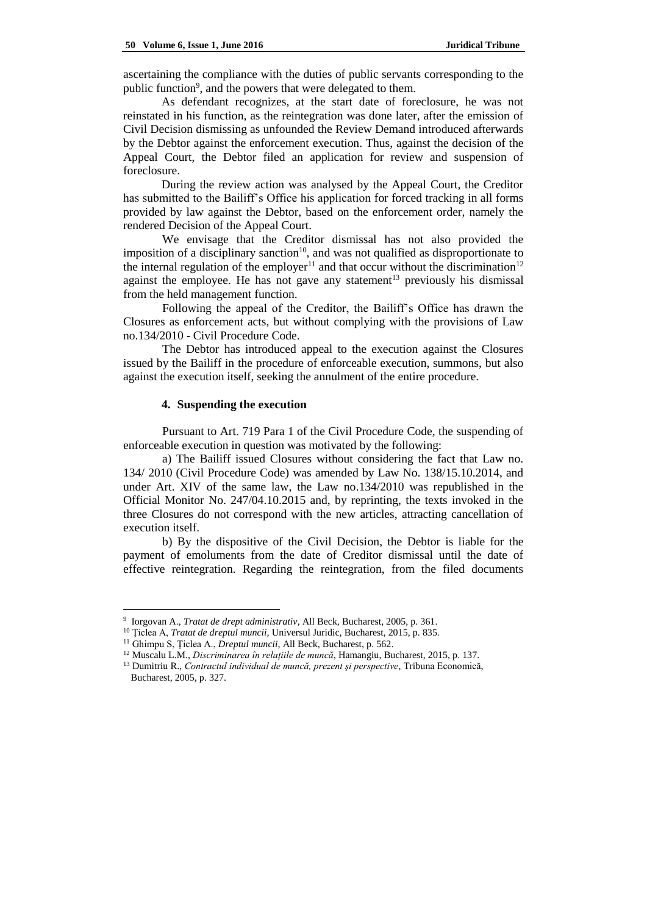ascertaining the compliance with the duties of public servants corresponding to the public function[9], and the powers that were delegated to them.

As defendant recognizes, at the start date of foreclosure, he was not reinstated in his function, as the reintegration was done later, after the emission of Civil Decision dismissing as unfounded the Review Demand introduced afterwards by the Debtor against the enforcement execution. Thus, against the decision of the Appeal Court, the Debtor filed an application for review and suspension of foreclosure.

During the review action was analysed by the Appeal Court, the Creditor has submitted to the Bailiff's Office his application for forced tracking in all forms provided by law against the Debtor, based on the enforcement order, namely the rendered Decision of the Appeal Court.

We envisage that the Creditor dismissal has not also provided the imposition of a disciplinary sanction[10], and was not qualified as disproportionate to the internal regulation of the employer[11] and that occur without the discrimination[12] against the employee. He has not gave any statement[13] previously his dismissal from the held management function.

Following the appeal of the Creditor, the Bailiff's Office has drawn the Closures as enforcement acts, but without complying with the provisions of Law no.134/2010 - Civil Procedure Code.

The Debtor has introduced appeal to the execution against the Closures issued by the Bailiff in the procedure of enforceable execution, summons, but also against the execution itself, seeking the annulment of the entire procedure.

### 4. Suspending the execution

Pursuant to Art. 719 Para 1 of the Civil Procedure Code, the suspending of enforceable execution in question was motivated by the following:

a) The Bailiff issued Closures without considering the fact that Law no. 134/ 2010 (Civil Procedure Code) was amended by Law No. 138/15.10.2014, and under Art. XIV of the same law, the Law no.134/2010 was republished in the Official Monitor No. 247/04.10.2015 and, by reprinting, the texts invoked in the three Closures do not correspond with the new articles, attracting cancellation of execution itself.

b) By the dispositive of the Civil Decision, the Debtor is liable for the payment of emoluments from the date of Creditor dismissal until the date of effective reintegration. Regarding the reintegration, from the filed documents

---

[9] Iorgovan A., *Tratat de drept administrativ*, All Beck, Bucharest, 2005, p. 361.

[10] Ţiclea A, *Tratat de dreptul muncii*, Universul Juridic, Bucharest, 2015, p. 835.

[11] Ghimpu S, Ţiclea A., *Dreptul muncii*, All Beck, Bucharest, p. 562.

[12] Muscalu L.M., *Discriminarea în relaţiile de muncă*, Hamangiu, Bucharest, 2015, p. 137.

[13] Dumitriu R., *Contractul individual de muncă, prezent şi perspective*, Tribuna Economică, Bucharest, 2005, p. 327.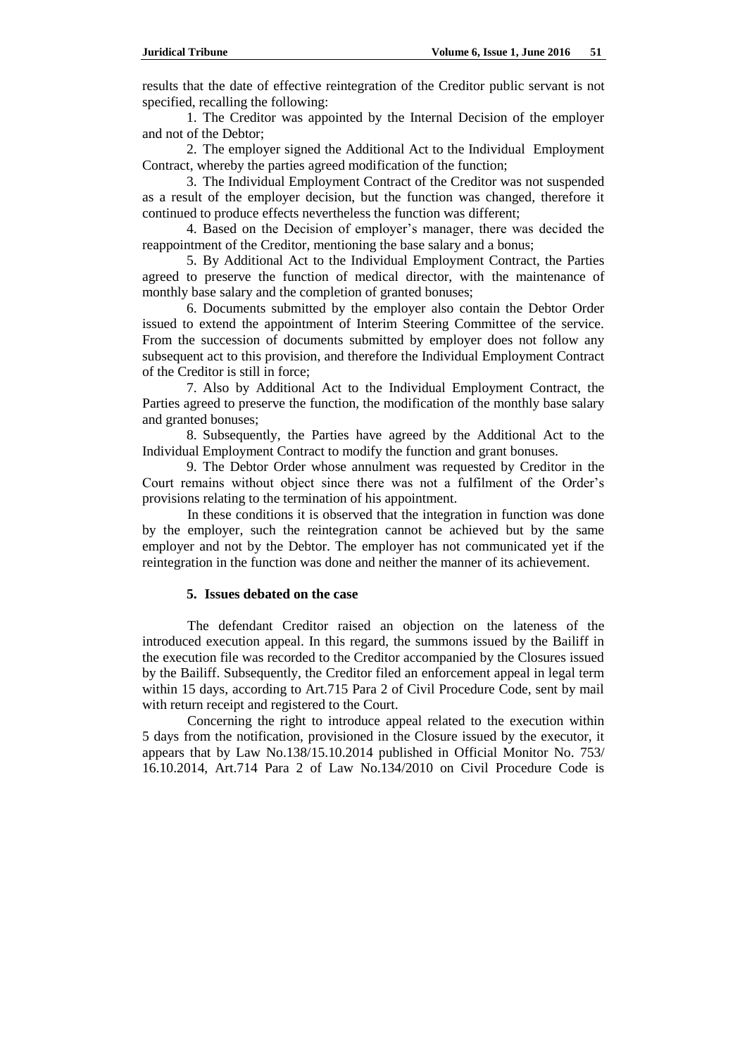results that the date of effective reintegration of the Creditor public servant is not specified, recalling the following:

1. The Creditor was appointed by the Internal Decision of the employer and not of the Debtor;

2. The employer signed the Additional Act to the Individual Employment Contract, whereby the parties agreed modification of the function;

3. The Individual Employment Contract of the Creditor was not suspended as a result of the employer decision, but the function was changed, therefore it continued to produce effects nevertheless the function was different;

4. Based on the Decision of employer's manager, there was decided the reappointment of the Creditor, mentioning the base salary and a bonus;

5. By Additional Act to the Individual Employment Contract, the Parties agreed to preserve the function of medical director, with the maintenance of monthly base salary and the completion of granted bonuses;

6. Documents submitted by the employer also contain the Debtor Order issued to extend the appointment of Interim Steering Committee of the service. From the succession of documents submitted by employer does not follow any subsequent act to this provision, and therefore the Individual Employment Contract of the Creditor is still in force;

7. Also by Additional Act to the Individual Employment Contract, the Parties agreed to preserve the function, the modification of the monthly base salary and granted bonuses;

8. Subsequently, the Parties have agreed by the Additional Act to the Individual Employment Contract to modify the function and grant bonuses.

9. The Debtor Order whose annulment was requested by Creditor in the Court remains without object since there was not a fulfilment of the Order's provisions relating to the termination of his appointment.

In these conditions it is observed that the integration in function was done by the employer, such the reintegration cannot be achieved but by the same employer and not by the Debtor. The employer has not communicated yet if the reintegration in the function was done and neither the manner of its achievement.

## 5. Issues debated on the case

The defendant Creditor raised an objection on the lateness of the introduced execution appeal. In this regard, the summons issued by the Bailiff in the execution file was recorded to the Creditor accompanied by the Closures issued by the Bailiff. Subsequently, the Creditor filed an enforcement appeal in legal term within 15 days, according to Art.715 Para 2 of Civil Procedure Code, sent by mail with return receipt and registered to the Court.

Concerning the right to introduce appeal related to the execution within 5 days from the notification, provisioned in the Closure issued by the executor, it appears that by Law No.138/15.10.2014 published in Official Monitor No. 753/ 16.10.2014, Art.714 Para 2 of Law No.134/2010 on Civil Procedure Code is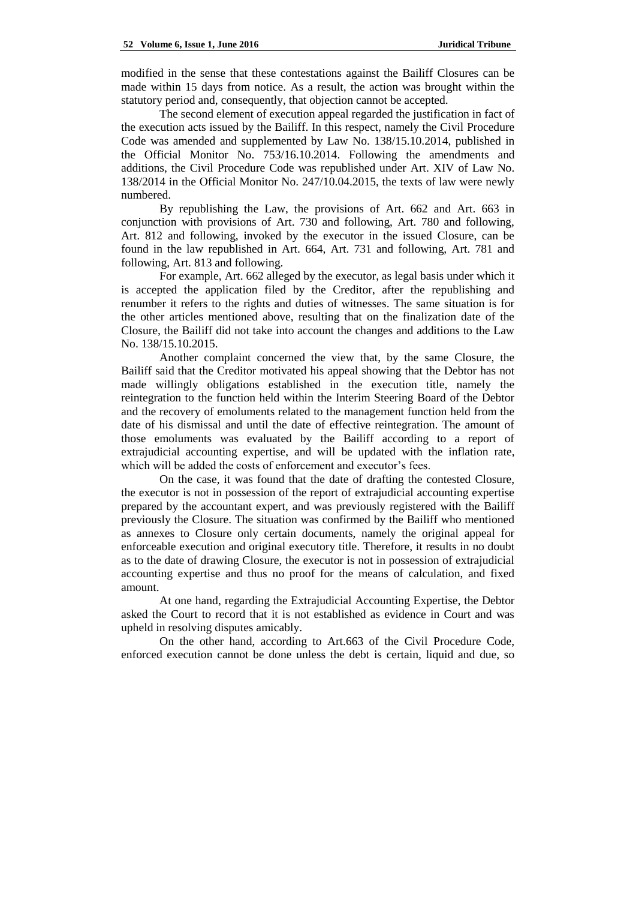modified in the sense that these contestations against the Bailiff Closures can be made within 15 days from notice. As a result, the action was brought within the statutory period and, consequently, that objection cannot be accepted.

The second element of execution appeal regarded the justification in fact of the execution acts issued by the Bailiff. In this respect, namely the Civil Procedure Code was amended and supplemented by Law No. 138/15.10.2014, published in the Official Monitor No. 753/16.10.2014. Following the amendments and additions, the Civil Procedure Code was republished under Art. XIV of Law No. 138/2014 in the Official Monitor No. 247/10.04.2015, the texts of law were newly numbered.

By republishing the Law, the provisions of Art. 662 and Art. 663 in conjunction with provisions of Art. 730 and following, Art. 780 and following, Art. 812 and following, invoked by the executor in the issued Closure, can be found in the law republished in Art. 664, Art. 731 and following, Art. 781 and following, Art. 813 and following.

For example, Art. 662 alleged by the executor, as legal basis under which it is accepted the application filed by the Creditor, after the republishing and renumber it refers to the rights and duties of witnesses. The same situation is for the other articles mentioned above, resulting that on the finalization date of the Closure, the Bailiff did not take into account the changes and additions to the Law No. 138/15.10.2015.

Another complaint concerned the view that, by the same Closure, the Bailiff said that the Creditor motivated his appeal showing that the Debtor has not made willingly obligations established in the execution title, namely the reintegration to the function held within the Interim Steering Board of the Debtor and the recovery of emoluments related to the management function held from the date of his dismissal and until the date of effective reintegration. The amount of those emoluments was evaluated by the Bailiff according to a report of extrajudicial accounting expertise, and will be updated with the inflation rate, which will be added the costs of enforcement and executor's fees.

On the case, it was found that the date of drafting the contested Closure, the executor is not in possession of the report of extrajudicial accounting expertise prepared by the accountant expert, and was previously registered with the Bailiff previously the Closure. The situation was confirmed by the Bailiff who mentioned as annexes to Closure only certain documents, namely the original appeal for enforceable execution and original executory title. Therefore, it results in no doubt as to the date of drawing Closure, the executor is not in possession of extrajudicial accounting expertise and thus no proof for the means of calculation, and fixed amount.

At one hand, regarding the Extrajudicial Accounting Expertise, the Debtor asked the Court to record that it is not established as evidence in Court and was upheld in resolving disputes amicably.

On the other hand, according to Art.663 of the Civil Procedure Code, enforced execution cannot be done unless the debt is certain, liquid and due, so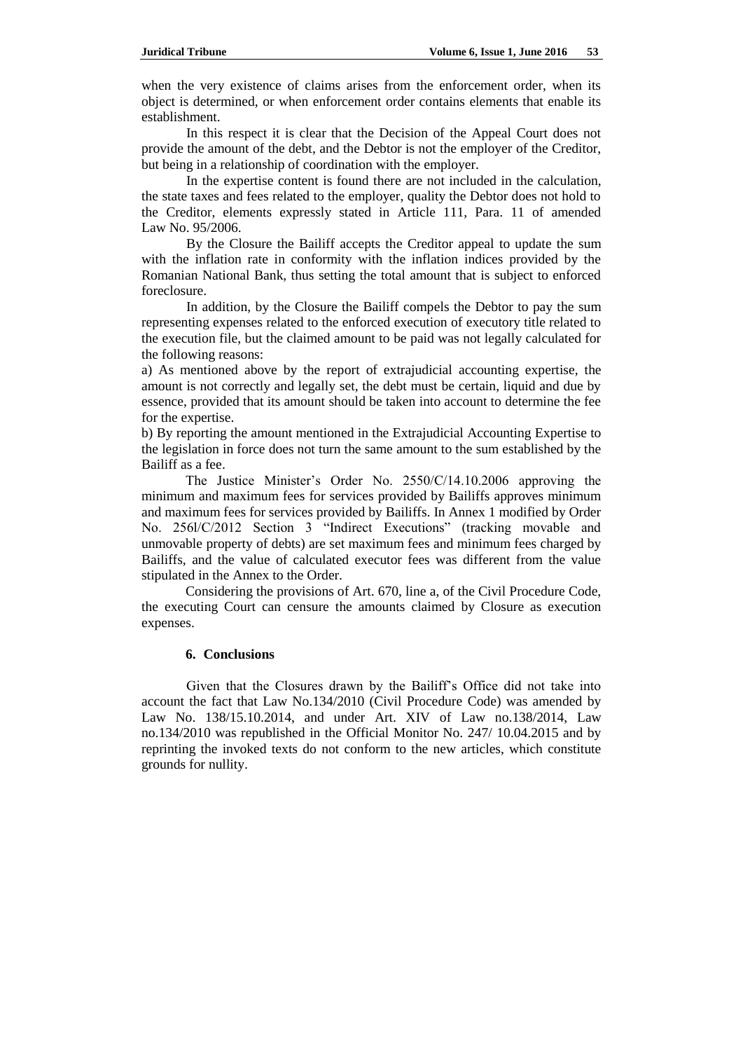when the very existence of claims arises from the enforcement order, when its object is determined, or when enforcement order contains elements that enable its establishment.

In this respect it is clear that the Decision of the Appeal Court does not provide the amount of the debt, and the Debtor is not the employer of the Creditor, but being in a relationship of coordination with the employer.

In the expertise content is found there are not included in the calculation, the state taxes and fees related to the employer, quality the Debtor does not hold to the Creditor, elements expressly stated in Article 111, Para. 11 of amended Law No. 95/2006.

By the Closure the Bailiff accepts the Creditor appeal to update the sum with the inflation rate in conformity with the inflation indices provided by the Romanian National Bank, thus setting the total amount that is subject to enforced foreclosure.

In addition, by the Closure the Bailiff compels the Debtor to pay the sum representing expenses related to the enforced execution of executory title related to the execution file, but the claimed amount to be paid was not legally calculated for the following reasons:

a) As mentioned above by the report of extrajudicial accounting expertise, the amount is not correctly and legally set, the debt must be certain, liquid and due by essence, provided that its amount should be taken into account to determine the fee for the expertise.

b) By reporting the amount mentioned in the Extrajudicial Accounting Expertise to the legislation in force does not turn the same amount to the sum established by the Bailiff as a fee.

The Justice Minister's Order No. 2550/C/14.10.2006 approving the minimum and maximum fees for services provided by Bailiffs approves minimum and maximum fees for services provided by Bailiffs. In Annex 1 modified by Order No. 256l/C/2012 Section 3 "Indirect Executions" (tracking movable and unmovable property of debts) are set maximum fees and minimum fees charged by Bailiffs, and the value of calculated executor fees was different from the value stipulated in the Annex to the Order.

Considering the provisions of Art. 670, line a, of the Civil Procedure Code, the executing Court can censure the amounts claimed by Closure as execution expenses.

## 6. Conclusions

Given that the Closures drawn by the Bailiff's Office did not take into account the fact that Law No.134/2010 (Civil Procedure Code) was amended by Law No. 138/15.10.2014, and under Art. XIV of Law no.138/2014, Law no.134/2010 was republished in the Official Monitor No. 247/ 10.04.2015 and by reprinting the invoked texts do not conform to the new articles, which constitute grounds for nullity.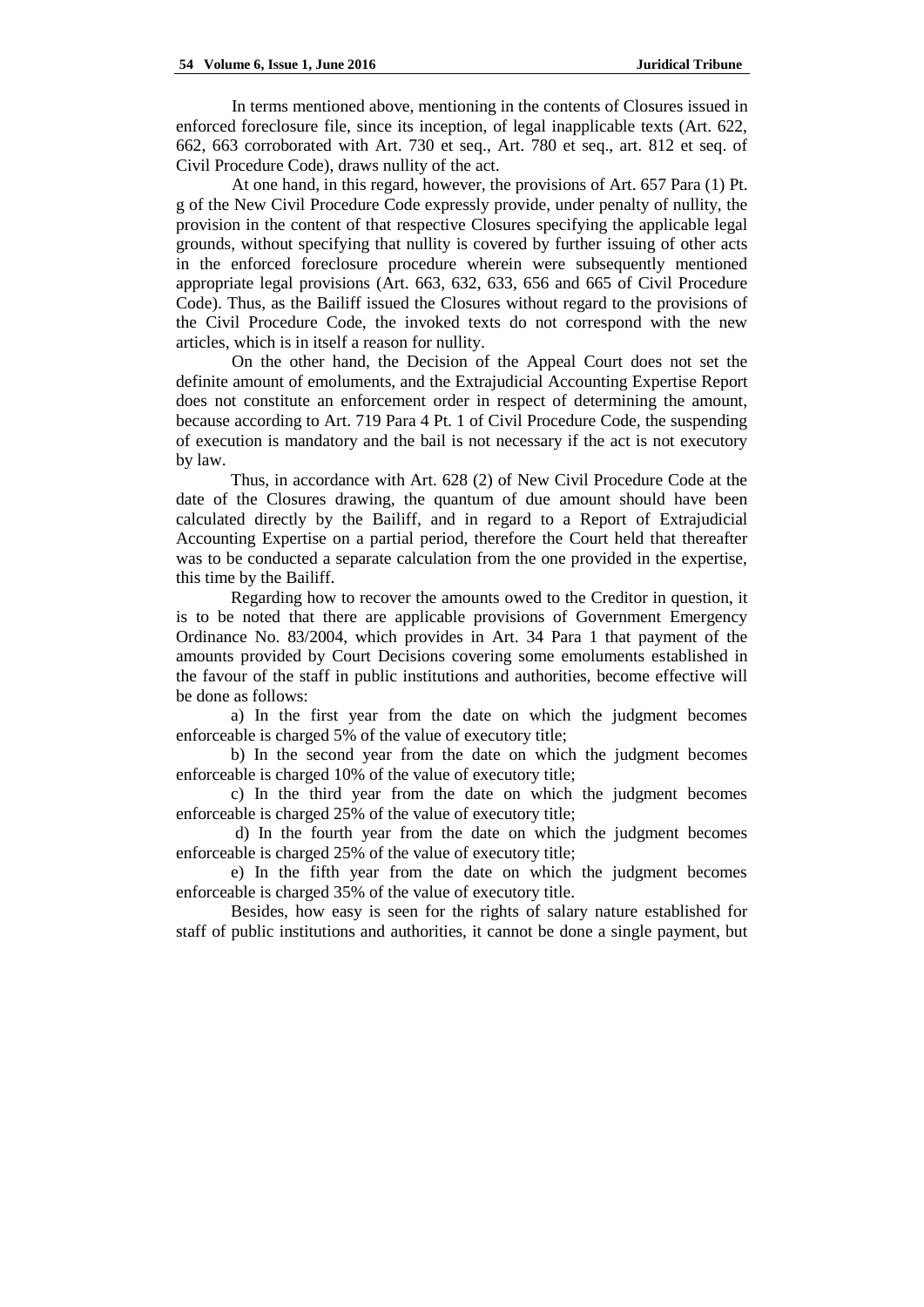In terms mentioned above, mentioning in the contents of Closures issued in enforced foreclosure file, since its inception, of legal inapplicable texts (Art. 622, 662, 663 corroborated with Art. 730 et seq., Art. 780 et seq., art. 812 et seq. of Civil Procedure Code), draws nullity of the act.

At one hand, in this regard, however, the provisions of Art. 657 Para (1) Pt. g of the New Civil Procedure Code expressly provide, under penalty of nullity, the provision in the content of that respective Closures specifying the applicable legal grounds, without specifying that nullity is covered by further issuing of other acts in the enforced foreclosure procedure wherein were subsequently mentioned appropriate legal provisions (Art. 663, 632, 633, 656 and 665 of Civil Procedure Code). Thus, as the Bailiff issued the Closures without regard to the provisions of the Civil Procedure Code, the invoked texts do not correspond with the new articles, which is in itself a reason for nullity.

On the other hand, the Decision of the Appeal Court does not set the definite amount of emoluments, and the Extrajudicial Accounting Expertise Report does not constitute an enforcement order in respect of determining the amount, because according to Art. 719 Para 4 Pt. 1 of Civil Procedure Code, the suspending of execution is mandatory and the bail is not necessary if the act is not executory by law.

Thus, in accordance with Art. 628 (2) of New Civil Procedure Code at the date of the Closures drawing, the quantum of due amount should have been calculated directly by the Bailiff, and in regard to a Report of Extrajudicial Accounting Expertise on a partial period, therefore the Court held that thereafter was to be conducted a separate calculation from the one provided in the expertise, this time by the Bailiff.

Regarding how to recover the amounts owed to the Creditor in question, it is to be noted that there are applicable provisions of Government Emergency Ordinance No. 83/2004, which provides in Art. 34 Para 1 that payment of the amounts provided by Court Decisions covering some emoluments established in the favour of the staff in public institutions and authorities, become effective will be done as follows:

a) In the first year from the date on which the judgment becomes enforceable is charged 5% of the value of executory title;

b) In the second year from the date on which the judgment becomes enforceable is charged 10% of the value of executory title;

c) In the third year from the date on which the judgment becomes enforceable is charged 25% of the value of executory title;

d) In the fourth year from the date on which the judgment becomes enforceable is charged 25% of the value of executory title;

e) In the fifth year from the date on which the judgment becomes enforceable is charged 35% of the value of executory title.

Besides, how easy is seen for the rights of salary nature established for staff of public institutions and authorities, it cannot be done a single payment, but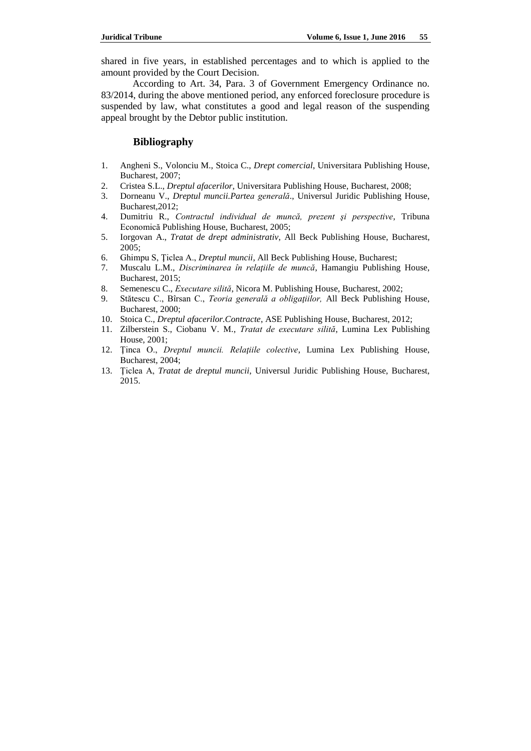shared in five years, in established percentages and to which is applied to the amount provided by the Court Decision.

According to Art. 34, Para. 3 of Government Emergency Ordinance no. 83/2014, during the above mentioned period, any enforced foreclosure procedure is suspended by law, what constitutes a good and legal reason of the suspending appeal brought by the Debtor public institution.

## Bibliography

1. Angheni S., Volonciu M., Stoica C., *Drept comercial*, Universitara Publishing House, Bucharest, 2007;
2. Cristea S.L., *Dreptul afacerilor*, Universitara Publishing House, Bucharest, 2008;
3. Dorneanu V., *Dreptul muncii.Partea generală*., Universul Juridic Publishing House, Bucharest,2012;
4. Dumitriu R., *Contractul individual de muncă, prezent şi perspective*, Tribuna Economică Publishing House, Bucharest, 2005;
5. Iorgovan A., *Tratat de drept administrativ*, All Beck Publishing House, Bucharest, 2005;
6. Ghimpu S, Ţiclea A., *Dreptul muncii*, All Beck Publishing House, Bucharest;
7. Muscalu L.M., *Discriminarea în relaţiile de muncă*, Hamangiu Publishing House, Bucharest, 2015;
8. Semenescu C., *Executare silită*, Nicora M. Publishing House, Bucharest, 2002;
9. Stătescu C., Bîrsan C., *Teoria generală a obligaţiilor,* All Beck Publishing House, Bucharest, 2000;
10. Stoica C., *Dreptul afacerilor.Contracte*, ASE Publishing House, Bucharest, 2012;
11. Zilberstein S., Ciobanu V. M., *Tratat de executare silită*, Lumina Lex Publishing House, 2001;
12. Ţinca O., *Dreptul muncii. Relaţiile colective*, Lumina Lex Publishing House, Bucharest, 2004;
13. Ţiclea A, *Tratat de dreptul muncii*, Universul Juridic Publishing House, Bucharest, 2015.